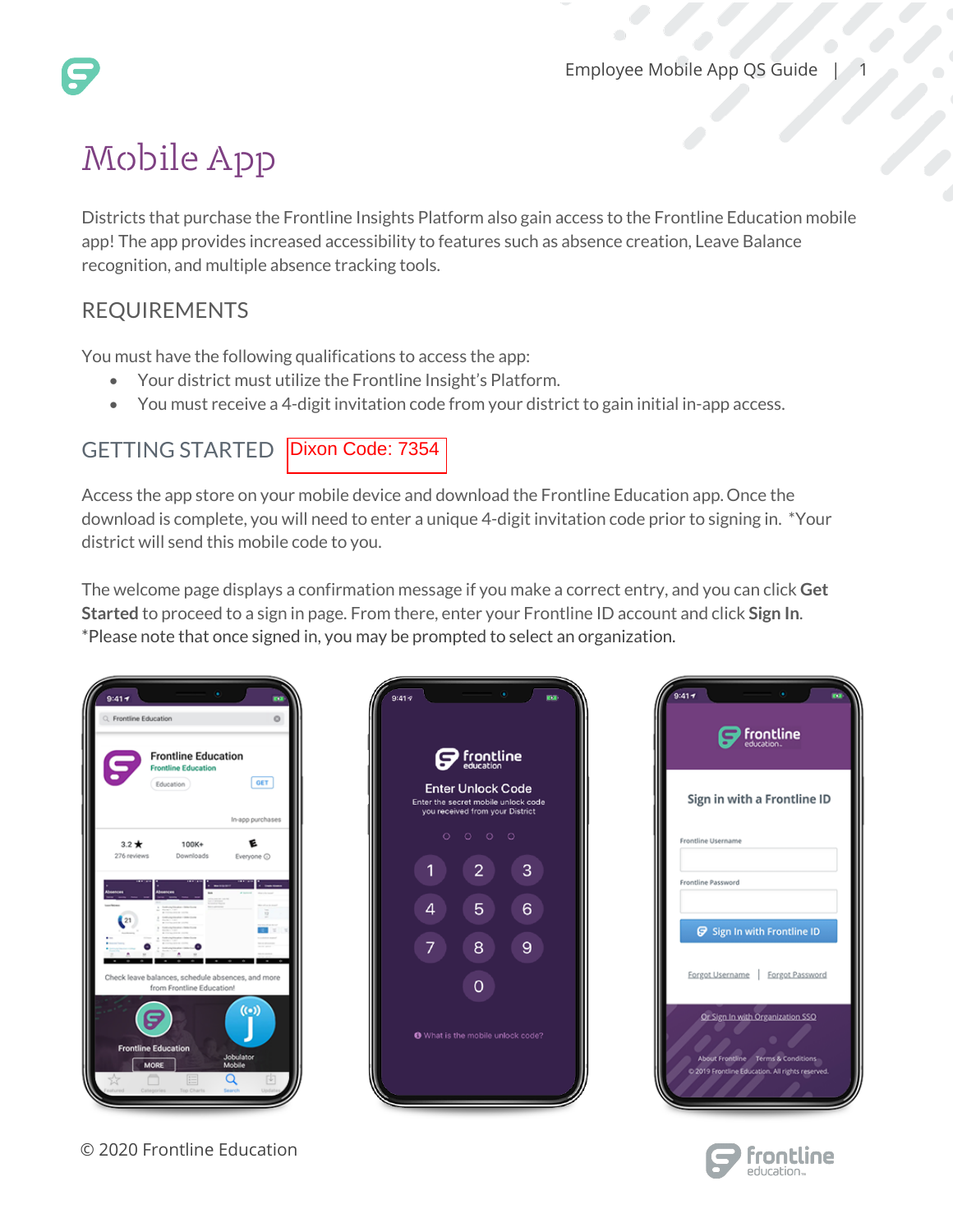# Mobile App

Districts that purchase the Frontline Insights Platform also gain access to the Frontline Education mobile app! The app provides increased accessibility to features such as absence creation, Leave Balance recognition, and multiple absence tracking tools.

## REQUIREMENTS

You must have the following qualifications to access the app:

- Your district must utilize the Frontline Insight's Platform.
- You must receive a 4-digit invitation code from your district to gain initial in-app access.

## GETTING STARTED

Dixon Code: 7354

Access the app store on your mobile device and download the Frontline Education app. Once the download is complete, you will need to enter a unique 4-digit invitation code prior to signing in. *Your district will send this mobile code to you.

The welcome page displays a confirmation message if you make a correct entry, and you can click **Get Started** to proceed to a sign in page. From there, enter your Frontline ID account and click **Sign In**. *Please note that once signed in, you may be prompted to select an organization.

© 2020 Frontline Education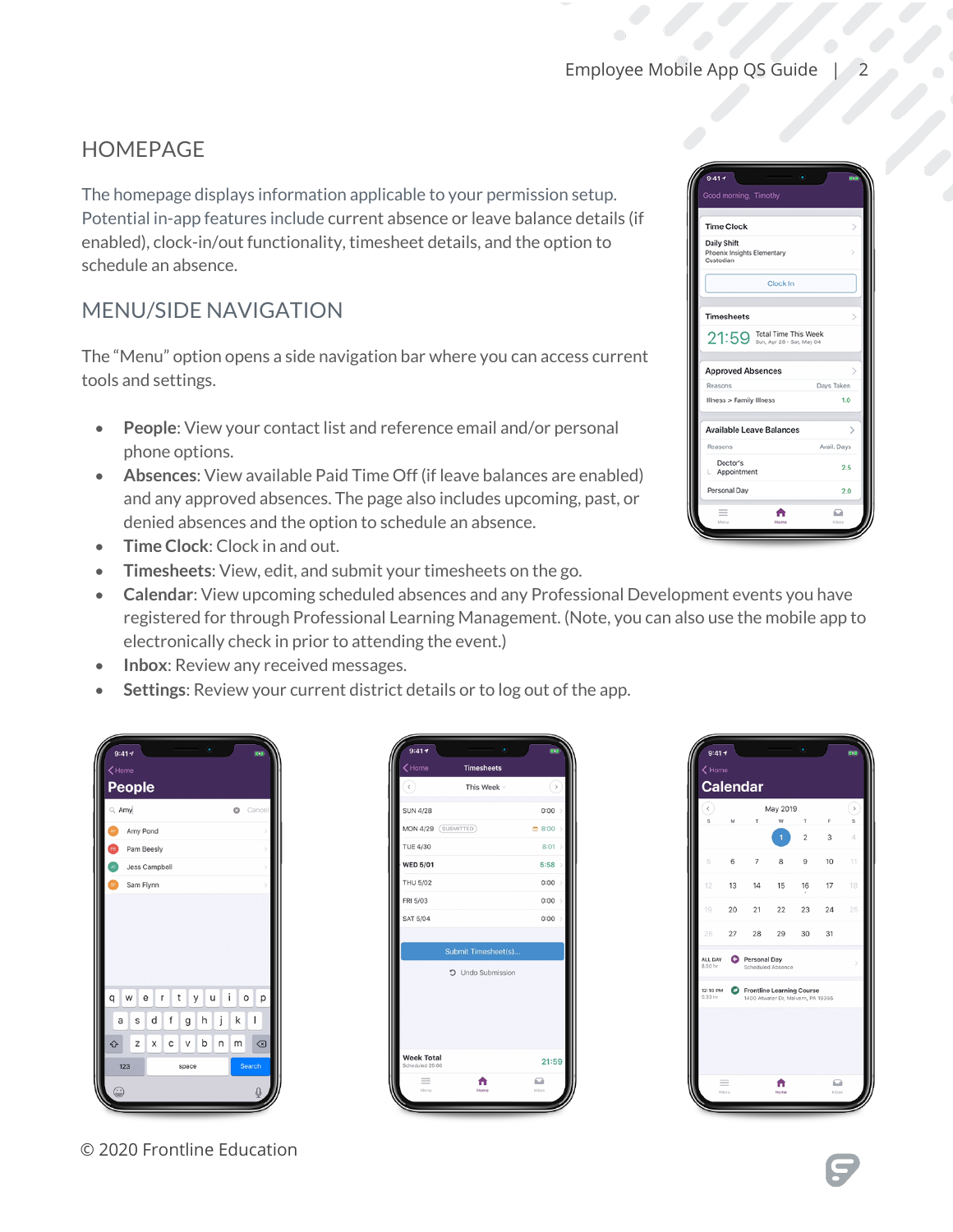## HOMEPAGE

The homepage displays information applicable to your permission setup. Potential in-app features include current absence or leave balance details (if enabled), clock-in/out functionality, timesheet details, and the option to schedule an absence.

## MENU/SIDE NAVIGATION

The "Menu" option opens a side navigation bar where you can access current tools and settings.

- **People**: View your contact list and reference email and/or personal phone options.
- **Absences**: View available Paid Time Off (if leave balances are enabled) and any approved absences. The page also includes upcoming, past, or denied absences and the option to schedule an absence.
- **Time Clock**: Clock in and out.
- **Timesheets**: View, edit, and submit your timesheets on the go.
- **Calendar**: View upcoming scheduled absences and any Professional Development events you have registered for through Professional Learning Management. (Note, you can also use the mobile app to electronically check in prior to attending the event.)
- **Inbox**: Review any received messages.
- **Settings**: Review your current district details or to log out of the app.

© 2020 Frontline Education